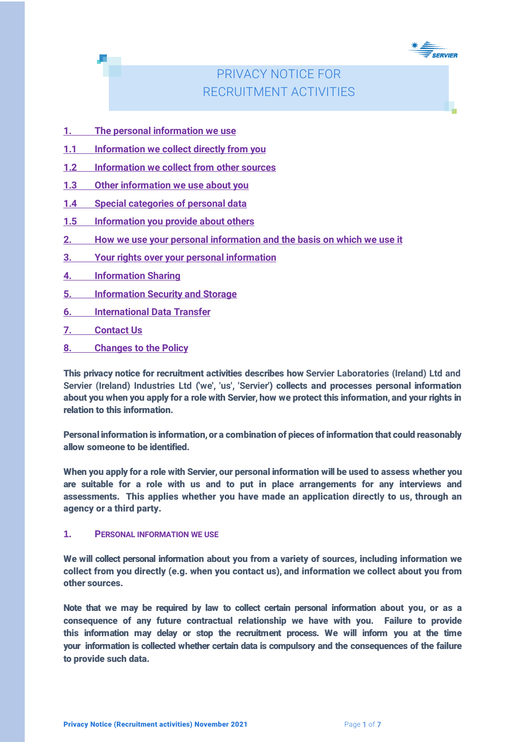# PRIVACY NOTICE FOR RECRUITMENT ACTIVITIES

1. The personal information we use
1.1 Information we collect directly from you
1.2 Information we collect from other sources
1.3 Other information we use about you
1.4 Special categories of personal data
1.5 Information you provide about others
2. How we use your personal information and the basis on which we use it
3. Your rights over your personal information
4. Information Sharing
5. Information Security and Storage
6. International Data Transfer
7. Contact Us
8. Changes to the Policy

**This privacy notice for recruitment activities describes how Servier Laboratories (Ireland) Ltd and Servier (Ireland) Industries Ltd ('we', 'us', 'Servier') collects and processes personal information about you when you apply for a role with Servier, how we protect this information, and your rights in relation to this information.**

**Personal information is information, or a combination of pieces of information that could reasonably allow someone to be identified.**

**When you apply for a role with Servier, our personal information will be used to assess whether you are suitable for a role with us and to put in place arrangements for any interviews and assessments. This applies whether you have made an application directly to us, through an agency or a third party.**

## 1. PERSONAL INFORMATION WE USE

**We will collect personal information about you from a variety of sources, including information we collect from you directly (e.g. when you contact us), and information we collect about you from other sources.**

**Note that we may be required by law to collect certain personal information about you, or as a consequence of any future contractual relationship we have with you. Failure to provide this information may delay or stop the recruitment process. We will inform you at the time your information is collected whether certain data is compulsory and the consequences of the failure to provide such data.**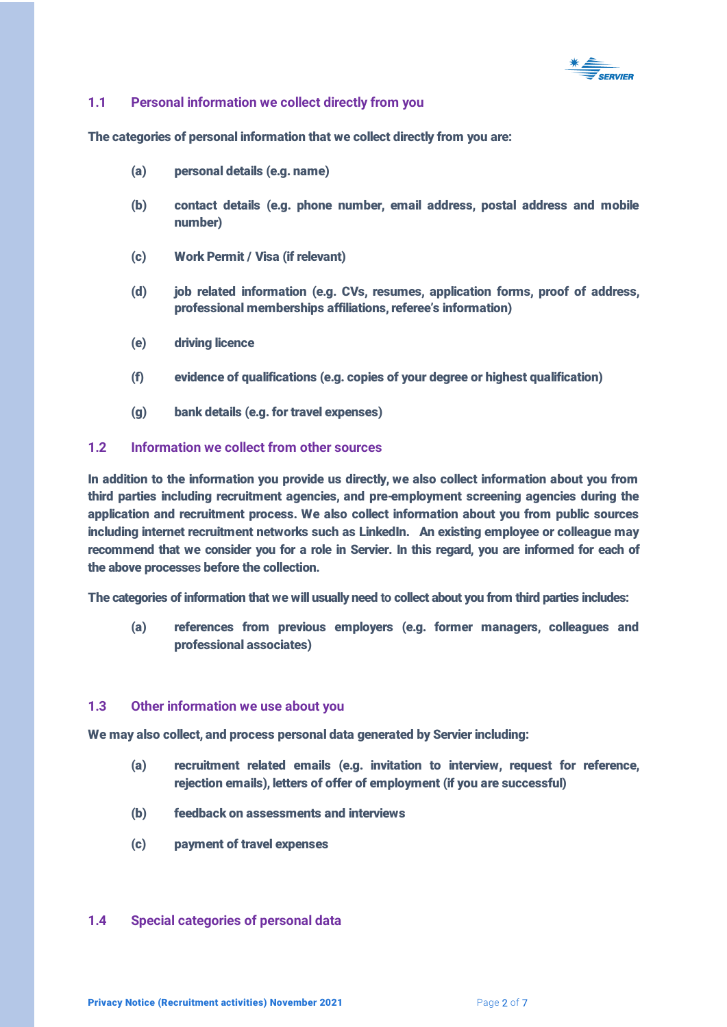### 1.1 Personal information we collect directly from you

**The categories of personal information that we collect directly from you are:**

- **(a)** **personal details (e.g. name)**
- **(b)** **contact details (e.g. phone number, email address, postal address and mobile number)**
- **(c)** **Work Permit / Visa (if relevant)**
- **(d)** **job related information (e.g. CVs, resumes, application forms, proof of address, professional memberships affiliations, referee's information)**
- **(e)** **driving licence**
- **(f)** **evidence of qualifications (e.g. copies of your degree or highest qualification)**
- **(g)** **bank details (e.g. for travel expenses)**

### 1.2 Information we collect from other sources

**In addition to the information you provide us directly, we also collect information about you from third parties including recruitment agencies, and pre-employment screening agencies during the application and recruitment process. We also collect information about you from public sources including internet recruitment networks such as LinkedIn. An existing employee or colleague may recommend that we consider you for a role in Servier. In this regard, you are informed for each of the above processes before the collection.**

**The categories of information that we will usually need to collect about you from third parties includes:**

- **(a)** **references from previous employers (e.g. former managers, colleagues and professional associates)**

### 1.3 Other information we use about you

**We may also collect, and process personal data generated by Servier including:**

- **(a)** **recruitment related emails (e.g. invitation to interview, request for reference, rejection emails), letters of offer of employment (if you are successful)**
- **(b)** **feedback on assessments and interviews**
- **(c)** **payment of travel expenses**

### 1.4 Special categories of personal data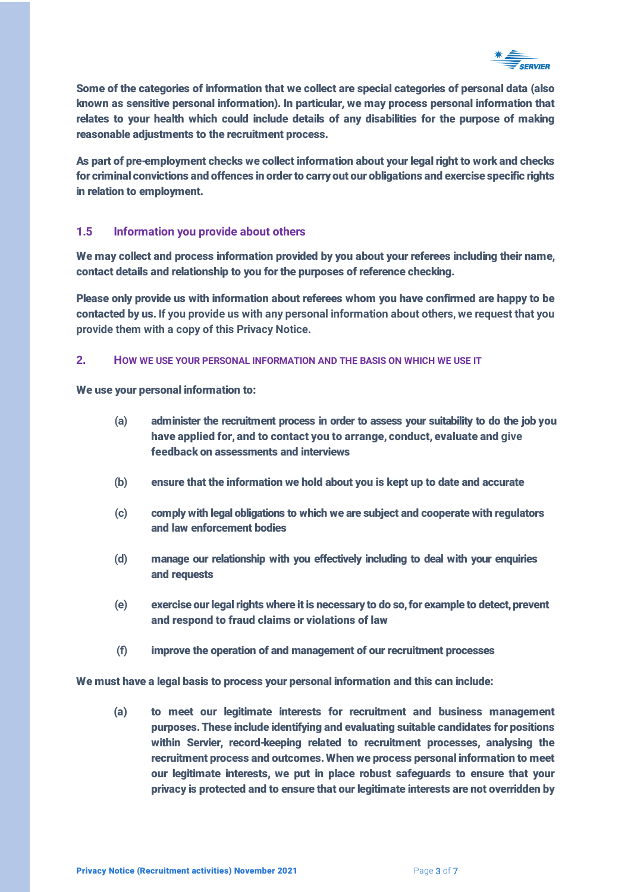Some of the categories of information that we collect are special categories of personal data (also known as sensitive personal information). In particular, we may process personal information that relates to your health which could include details of any disabilities for the purpose of making reasonable adjustments to the recruitment process.

As part of pre-employment checks we collect information about your legal right to work and checks for criminal convictions and offences in order to carry out our obligations and exercise specific rights in relation to employment.

### 1.5 Information you provide about others

We may collect and process information provided by you about your referees including their name, contact details and relationship to you for the purposes of reference checking.

Please only provide us with information about referees whom you have confirmed are happy to be contacted by us. If you provide us with any personal information about others, we request that you provide them with a copy of this Privacy Notice.

## 2. HOW WE USE YOUR PERSONAL INFORMATION AND THE BASIS ON WHICH WE USE IT

We use your personal information to:

(a) administer the recruitment process in order to assess your suitability to do the job you have applied for, and to contact you to arrange, conduct, evaluate and give feedback on assessments and interviews

(b) ensure that the information we hold about you is kept up to date and accurate

(c) comply with legal obligations to which we are subject and cooperate with regulators and law enforcement bodies

(d) manage our relationship with you effectively including to deal with your enquiries and requests

(e) exercise our legal rights where it is necessary to do so, for example to detect, prevent and respond to fraud claims or violations of law

(f) improve the operation of and management of our recruitment processes

We must have a legal basis to process your personal information and this can include:

(a) to meet our legitimate interests for recruitment and business management purposes. These include identifying and evaluating suitable candidates for positions within Servier, record-keeping related to recruitment processes, analysing the recruitment process and outcomes. When we process personal information to meet our legitimate interests, we put in place robust safeguards to ensure that your privacy is protected and to ensure that our legitimate interests are not overridden by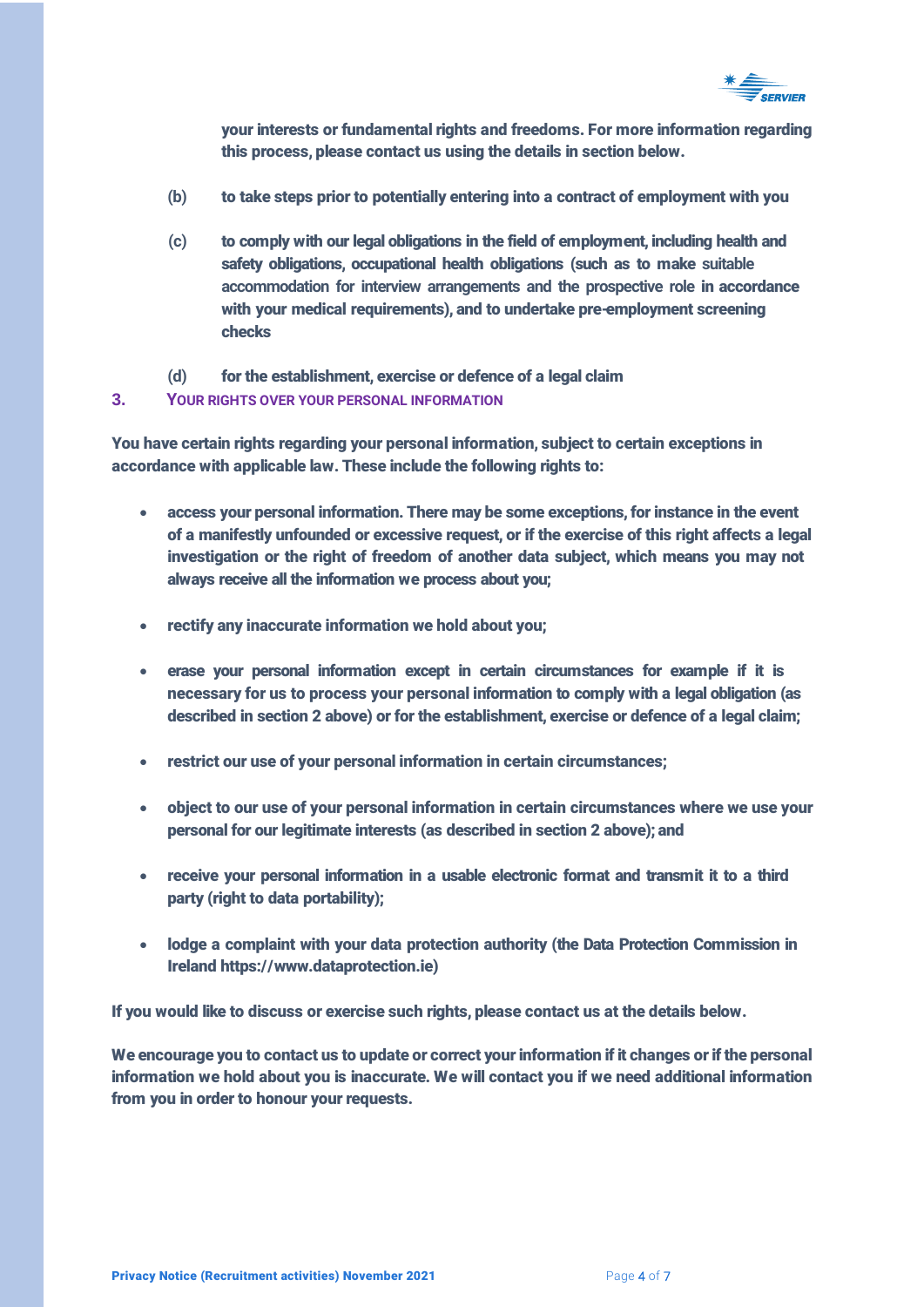your interests or fundamental rights and freedoms. For more information regarding this process, please contact us using the details in section below.

(b) to take steps prior to potentially entering into a contract of employment with you

(c) to comply with our legal obligations in the field of employment, including health and safety obligations, occupational health obligations (such as to make suitable accommodation for interview arrangements and the prospective role in accordance with your medical requirements), and to undertake pre-employment screening checks

(d) for the establishment, exercise or defence of a legal claim

## 3. YOUR RIGHTS OVER YOUR PERSONAL INFORMATION

You have certain rights regarding your personal information, subject to certain exceptions in accordance with applicable law. These include the following rights to:

- access your personal information. There may be some exceptions, for instance in the event of a manifestly unfounded or excessive request, or if the exercise of this right affects a legal investigation or the right of freedom of another data subject, which means you may not always receive all the information we process about you;
- rectify any inaccurate information we hold about you;
- erase your personal information except in certain circumstances for example if it is necessary for us to process your personal information to comply with a legal obligation (as described in section 2 above) or for the establishment, exercise or defence of a legal claim;
- restrict our use of your personal information in certain circumstances;
- object to our use of your personal information in certain circumstances where we use your personal for our legitimate interests (as described in section 2 above); and
- receive your personal information in a usable electronic format and transmit it to a third party (right to data portability);
- lodge a complaint with your data protection authority (the Data Protection Commission in Ireland https://www.dataprotection.ie)

If you would like to discuss or exercise such rights, please contact us at the details below.

We encourage you to contact us to update or correct your information if it changes or if the personal information we hold about you is inaccurate. We will contact you if we need additional information from you in order to honour your requests.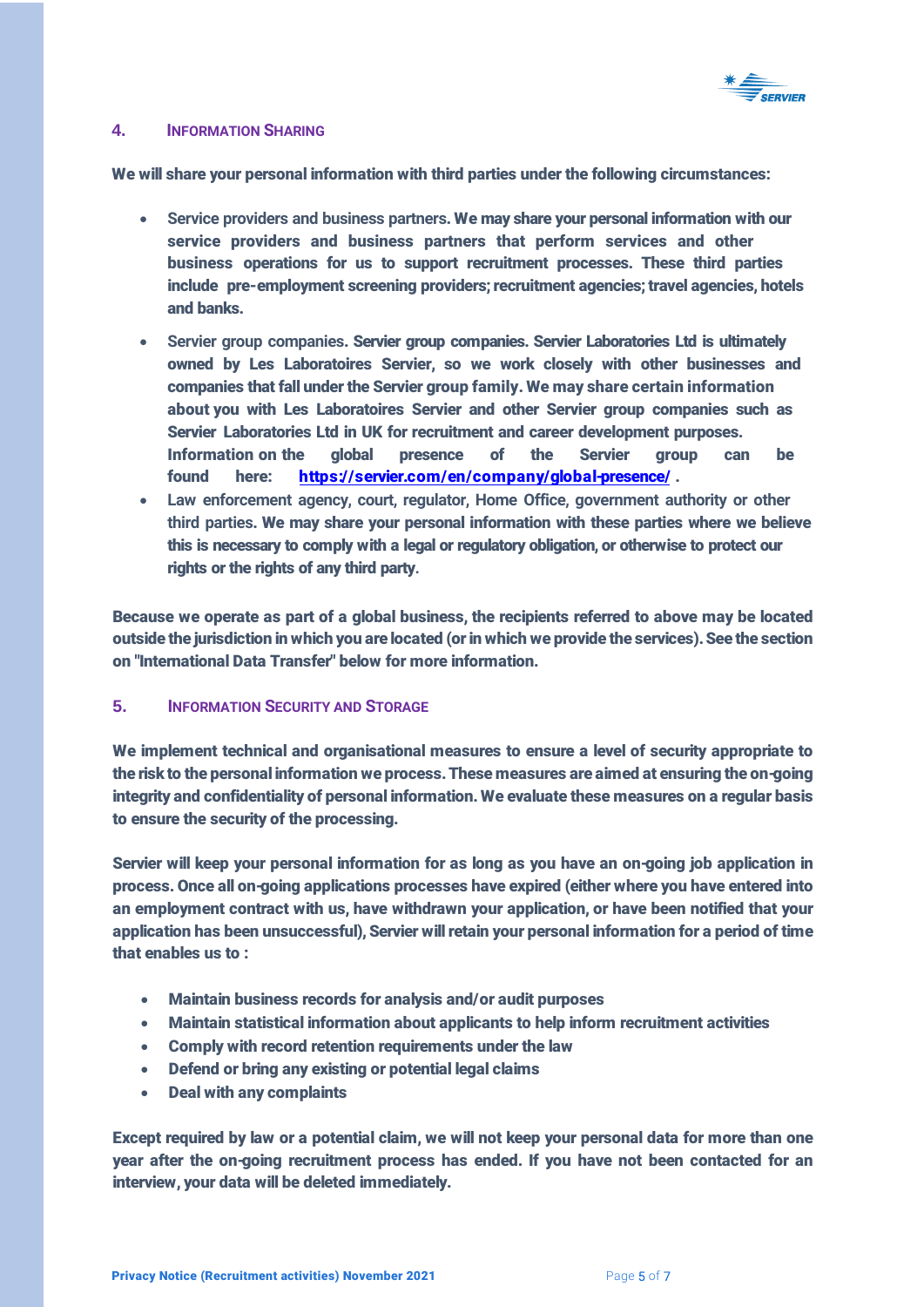## 4. Information Sharing

We will share your personal information with third parties under the following circumstances:

- Service providers and business partners. We may share your personal information with our service providers and business partners that perform services and other business operations for us to support recruitment processes. These third parties include pre-employment screening providers; recruitment agencies; travel agencies, hotels and banks.
- Servier group companies. Servier group companies. Servier Laboratories Ltd is ultimately owned by Les Laboratoires Servier, so we work closely with other businesses and companies that fall under the Servier group family. We may share certain information about you with Les Laboratoires Servier and other Servier group companies such as Servier Laboratories Ltd in UK for recruitment and career development purposes. Information on the global presence of the Servier group can be found here: [https://servier.com/en/company/global-presence/](https://servier.com/en/company/global-presence/) .
- Law enforcement agency, court, regulator, Home Office, government authority or other third parties. We may share your personal information with these parties where we believe this is necessary to comply with a legal or regulatory obligation, or otherwise to protect our rights or the rights of any third party.

Because we operate as part of a global business, the recipients referred to above may be located outside the jurisdiction in which you are located (or in which we provide the services). See the section on "International Data Transfer" below for more information.

## 5. Information Security and Storage

We implement technical and organisational measures to ensure a level of security appropriate to the risk to the personal information we process. These measures are aimed at ensuring the on-going integrity and confidentiality of personal information. We evaluate these measures on a regular basis to ensure the security of the processing.

Servier will keep your personal information for as long as you have an on-going job application in process. Once all on-going applications processes have expired (either where you have entered into an employment contract with us, have withdrawn your application, or have been notified that your application has been unsuccessful), Servier will retain your personal information for a period of time that enables us to :

- Maintain business records for analysis and/or audit purposes
- Maintain statistical information about applicants to help inform recruitment activities
- Comply with record retention requirements under the law
- Defend or bring any existing or potential legal claims
- Deal with any complaints

Except required by law or a potential claim, we will not keep your personal data for more than one year after the on-going recruitment process has ended. If you have not been contacted for an interview, your data will be deleted immediately.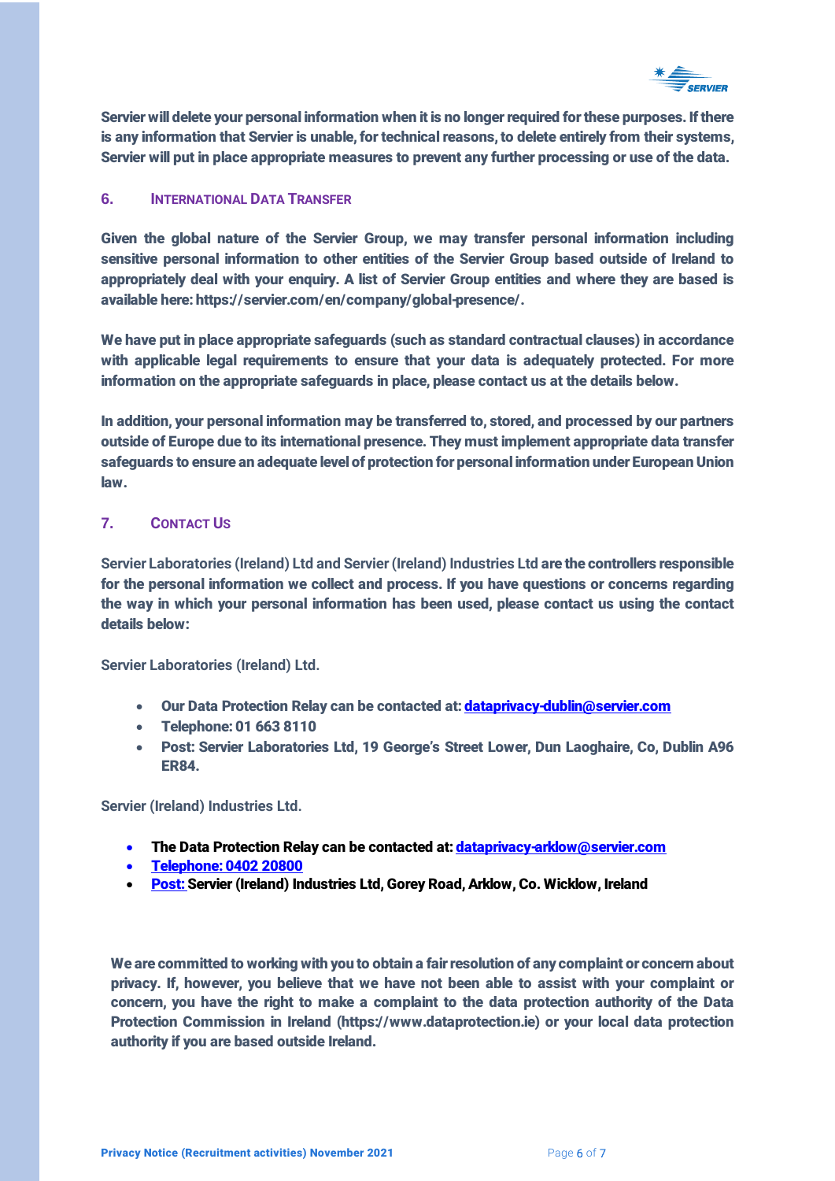**Servier will delete your personal information when it is no longer required for these purposes. If there is any information that Servier is unable, for technical reasons, to delete entirely from their systems, Servier will put in place appropriate measures to prevent any further processing or use of the data.**

## 6. INTERNATIONAL DATA TRANSFER

**Given the global nature of the Servier Group, we may transfer personal information including sensitive personal information to other entities of the Servier Group based outside of Ireland to appropriately deal with your enquiry. A list of Servier Group entities and where they are based is available here: https://servier.com/en/company/global-presence/.**

**We have put in place appropriate safeguards (such as standard contractual clauses) in accordance with applicable legal requirements to ensure that your data is adequately protected. For more information on the appropriate safeguards in place, please contact us at the details below.**

**In addition, your personal information may be transferred to, stored, and processed by our partners outside of Europe due to its international presence. They must implement appropriate data transfer safeguards to ensure an adequate level of protection for personal information under European Union law.**

## 7. CONTACT US

Servier Laboratories (Ireland) Ltd and Servier (Ireland) Industries Ltd **are the controllers responsible for the personal information we collect and process. If you have questions or concerns regarding the way in which your personal information has been used, please contact us using the contact details below:**

Servier Laboratories (Ireland) Ltd.

- **Our Data Protection Relay can be contacted at: dataprivacy-dublin@servier.com**
- **Telephone: 01 663 8110**
- **Post: Servier Laboratories Ltd, 19 George's Street Lower, Dun Laoghaire, Co, Dublin A96 ER84.**

Servier (Ireland) Industries Ltd.

- **The Data Protection Relay can be contacted at: dataprivacy-arklow@servier.com**
- **Telephone: 0402 20800**
- **Post: Servier (Ireland) Industries Ltd, Gorey Road, Arklow, Co. Wicklow, Ireland**

**We are committed to working with you to obtain a fair resolution of any complaint or concern about privacy. If, however, you believe that we have not been able to assist with your complaint or concern, you have the right to make a complaint to the data protection authority of the Data Protection Commission in Ireland (https://www.dataprotection.ie) or your local data protection authority if you are based outside Ireland.**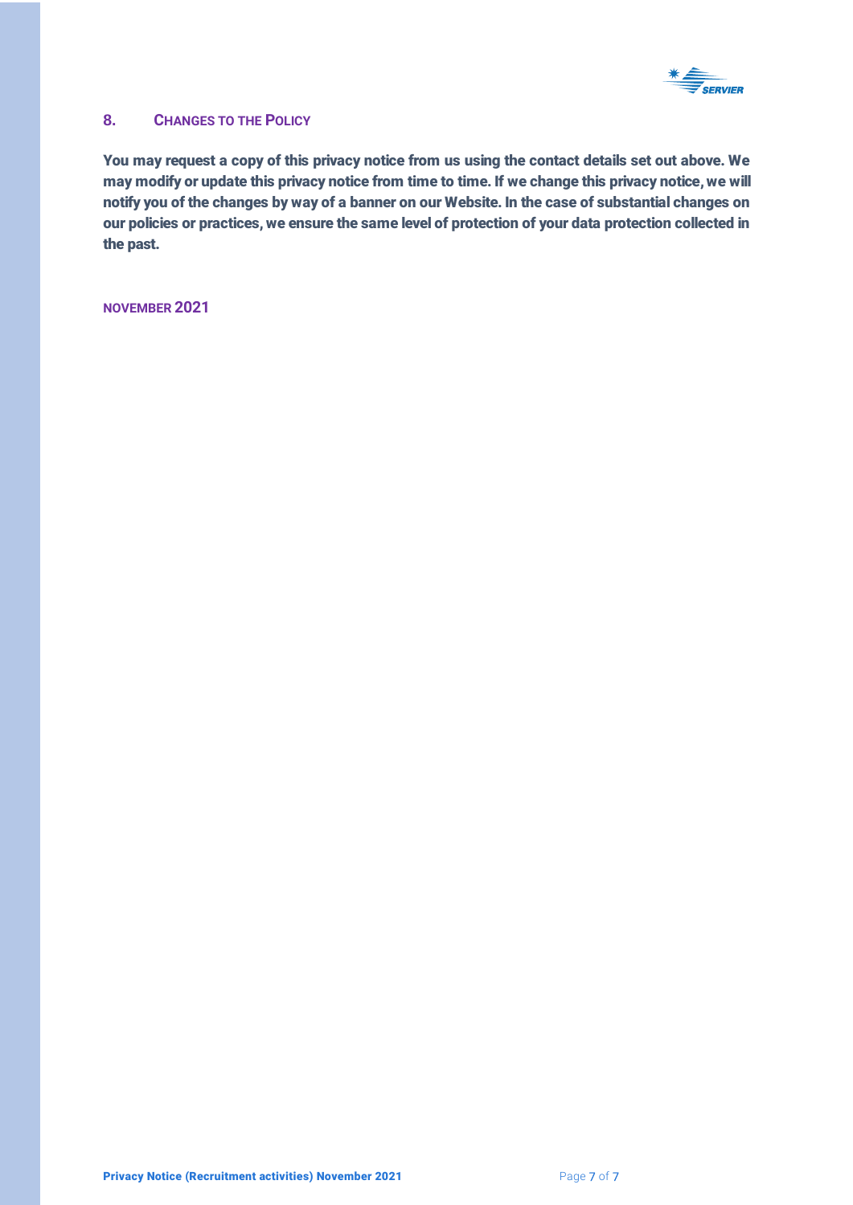## 8. CHANGES TO THE POLICY

**You may request a copy of this privacy notice from us using the contact details set out above. We may modify or update this privacy notice from time to time. If we change this privacy notice, we will notify you of the changes by way of a banner on our Website. In the case of substantial changes on our policies or practices, we ensure the same level of protection of your data protection collected in the past.**

**NOVEMBER 2021**